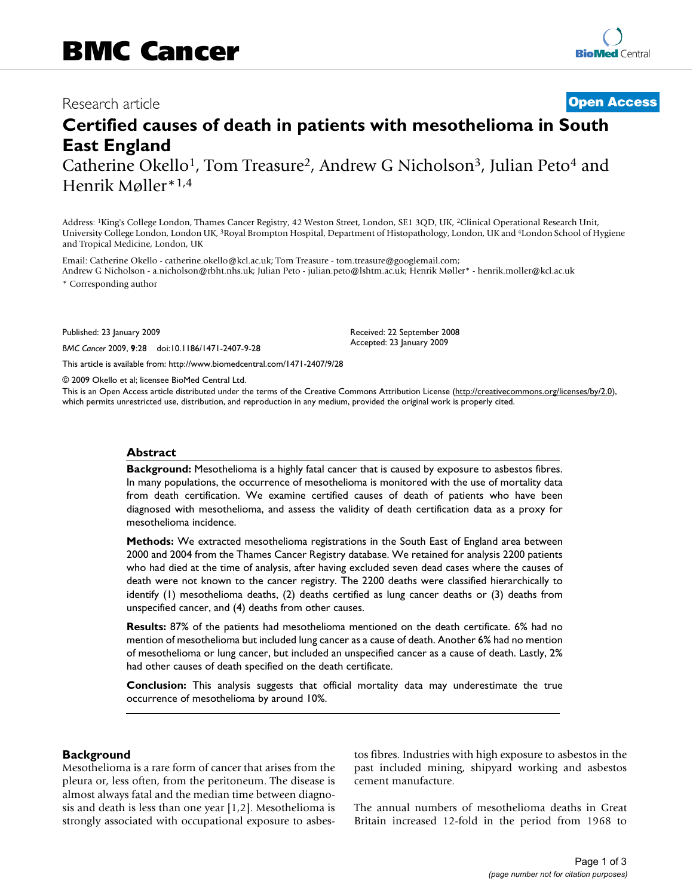Research article

**Open Access**

# Certified causes of death in patients with mesothelioma in South East England

Catherine Okello[1], Tom Treasure[2], Andrew G Nicholson[3], Julian Peto[4] and Henrik Møller*[1,4]

Address: [1]King's College London, Thames Cancer Registry, 42 Weston Street, London, SE1 3QD, UK, [2]Clinical Operational Research Unit, University College London, London UK, [3]Royal Brompton Hospital, Department of Histopathology, London, UK and [4]London School of Hygiene and Tropical Medicine, London, UK

Email: Catherine Okello - catherine.okello@kcl.ac.uk; Tom Treasure - tom.treasure@googlemail.com; Andrew G Nicholson - a.nicholson@rbht.nhs.uk; Julian Peto - julian.peto@lshtm.ac.uk; Henrik Møller* - henrik.moller@kcl.ac.uk

\* Corresponding author

Published: 23 January 2009

*BMC Cancer* 2009, **9**:28 doi:10.1186/1471-2407-9-28

Received: 22 September 2008
Accepted: 23 January 2009

This article is available from: http://www.biomedcentral.com/1471-2407/9/28

© 2009 Okello et al; licensee BioMed Central Ltd.

This is an Open Access article distributed under the terms of the Creative Commons Attribution License (http://creativecommons.org/licenses/by/2.0), which permits unrestricted use, distribution, and reproduction in any medium, provided the original work is properly cited.

## Abstract

**Background:** Mesothelioma is a highly fatal cancer that is caused by exposure to asbestos fibres. In many populations, the occurrence of mesothelioma is monitored with the use of mortality data from death certification. We examine certified causes of death of patients who have been diagnosed with mesothelioma, and assess the validity of death certification data as a proxy for mesothelioma incidence.

**Methods:** We extracted mesothelioma registrations in the South East of England area between 2000 and 2004 from the Thames Cancer Registry database. We retained for analysis 2200 patients who had died at the time of analysis, after having excluded seven dead cases where the causes of death were not known to the cancer registry. The 2200 deaths were classified hierarchically to identify (1) mesothelioma deaths, (2) deaths certified as lung cancer deaths or (3) deaths from unspecified cancer, and (4) deaths from other causes.

**Results:** 87% of the patients had mesothelioma mentioned on the death certificate. 6% had no mention of mesothelioma but included lung cancer as a cause of death. Another 6% had no mention of mesothelioma or lung cancer, but included an unspecified cancer as a cause of death. Lastly, 2% had other causes of death specified on the death certificate.

**Conclusion:** This analysis suggests that official mortality data may underestimate the true occurrence of mesothelioma by around 10%.

## Background

Mesothelioma is a rare form of cancer that arises from the pleura or, less often, from the peritoneum. The disease is almost always fatal and the median time between diagnosis and death is less than one year [1,2]. Mesothelioma is strongly associated with occupational exposure to asbestos fibres. Industries with high exposure to asbestos in the past included mining, shipyard working and asbestos cement manufacture.

The annual numbers of mesothelioma deaths in Great Britain increased 12-fold in the period from 1968 to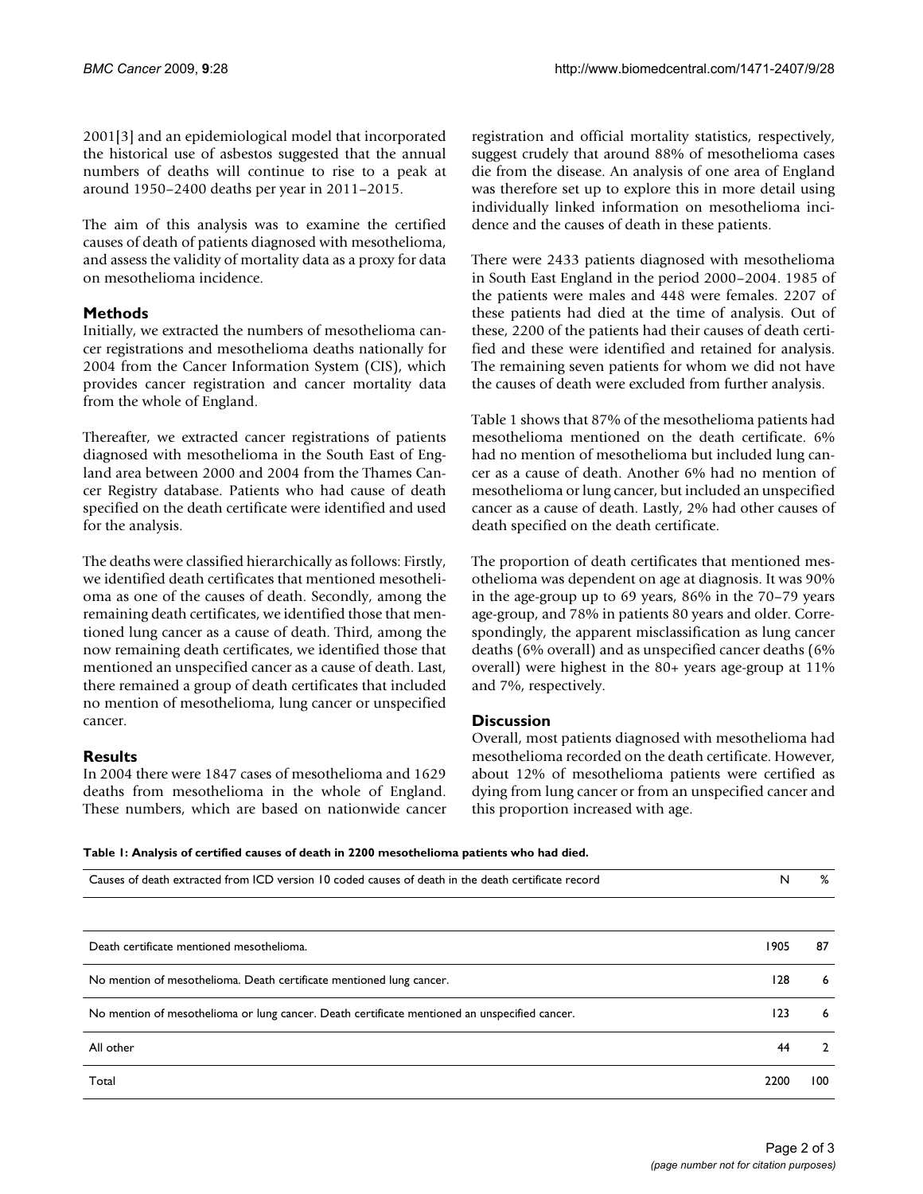2001[3] and an epidemiological model that incorporated the historical use of asbestos suggested that the annual numbers of deaths will continue to rise to a peak at around 1950–2400 deaths per year in 2011–2015.

The aim of this analysis was to examine the certified causes of death of patients diagnosed with mesothelioma, and assess the validity of mortality data as a proxy for data on mesothelioma incidence.

## Methods

Initially, we extracted the numbers of mesothelioma cancer registrations and mesothelioma deaths nationally for 2004 from the Cancer Information System (CIS), which provides cancer registration and cancer mortality data from the whole of England.

Thereafter, we extracted cancer registrations of patients diagnosed with mesothelioma in the South East of England area between 2000 and 2004 from the Thames Cancer Registry database. Patients who had cause of death specified on the death certificate were identified and used for the analysis.

The deaths were classified hierarchically as follows: Firstly, we identified death certificates that mentioned mesothelioma as one of the causes of death. Secondly, among the remaining death certificates, we identified those that mentioned lung cancer as a cause of death. Third, among the now remaining death certificates, we identified those that mentioned an unspecified cancer as a cause of death. Last, there remained a group of death certificates that included no mention of mesothelioma, lung cancer or unspecified cancer.

## Results

In 2004 there were 1847 cases of mesothelioma and 1629 deaths from mesothelioma in the whole of England. These numbers, which are based on nationwide cancer registration and official mortality statistics, respectively, suggest crudely that around 88% of mesothelioma cases die from the disease. An analysis of one area of England was therefore set up to explore this in more detail using individually linked information on mesothelioma incidence and the causes of death in these patients.

There were 2433 patients diagnosed with mesothelioma in South East England in the period 2000–2004. 1985 of the patients were males and 448 were females. 2207 of these patients had died at the time of analysis. Out of these, 2200 of the patients had their causes of death certified and these were identified and retained for analysis. The remaining seven patients for whom we did not have the causes of death were excluded from further analysis.

Table 1 shows that 87% of the mesothelioma patients had mesothelioma mentioned on the death certificate. 6% had no mention of mesothelioma but included lung cancer as a cause of death. Another 6% had no mention of mesothelioma or lung cancer, but included an unspecified cancer as a cause of death. Lastly, 2% had other causes of death specified on the death certificate.

The proportion of death certificates that mentioned mesothelioma was dependent on age at diagnosis. It was 90% in the age-group up to 69 years, 86% in the 70–79 years age-group, and 78% in patients 80 years and older. Correspondingly, the apparent misclassification as lung cancer deaths (6% overall) and as unspecified cancer deaths (6% overall) were highest in the 80+ years age-group at 11% and 7%, respectively.

## Discussion

Overall, most patients diagnosed with mesothelioma had mesothelioma recorded on the death certificate. However, about 12% of mesothelioma patients were certified as dying from lung cancer or from an unspecified cancer and this proportion increased with age.

**Table 1: Analysis of certified causes of death in 2200 mesothelioma patients who had died.**

| Causes of death extracted from ICD version 10 coded causes of death in the death certificate record | N | % |
|---|---|---|
| Death certificate mentioned mesothelioma. | 1905 | 87 |
| No mention of mesothelioma. Death certificate mentioned lung cancer. | 128 | 6 |
| No mention of mesothelioma or lung cancer. Death certificate mentioned an unspecified cancer. | 123 | 6 |
| All other | 44 | 2 |
| Total | 2200 | 100 |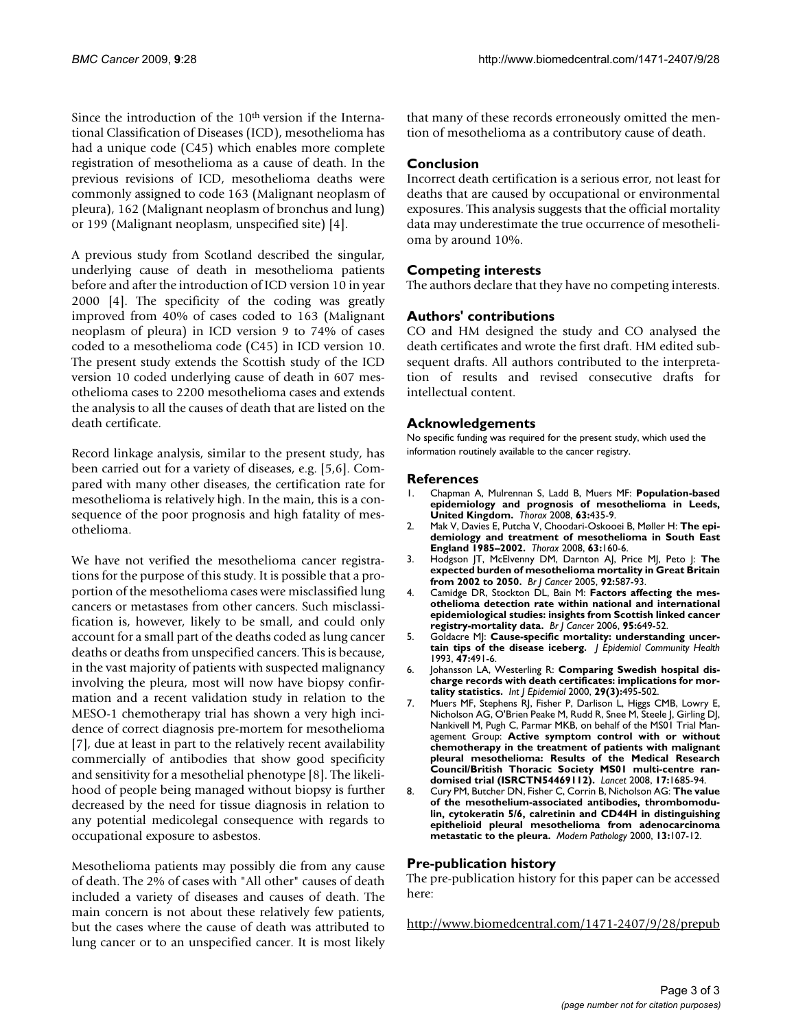Since the introduction of the 10[th] version if the International Classification of Diseases (ICD), mesothelioma has had a unique code (C45) which enables more complete registration of mesothelioma as a cause of death. In the previous revisions of ICD, mesothelioma deaths were commonly assigned to code 163 (Malignant neoplasm of pleura), 162 (Malignant neoplasm of bronchus and lung) or 199 (Malignant neoplasm, unspecified site) [4].

A previous study from Scotland described the singular, underlying cause of death in mesothelioma patients before and after the introduction of ICD version 10 in year 2000 [4]. The specificity of the coding was greatly improved from 40% of cases coded to 163 (Malignant neoplasm of pleura) in ICD version 9 to 74% of cases coded to a mesothelioma code (C45) in ICD version 10. The present study extends the Scottish study of the ICD version 10 coded underlying cause of death in 607 mesothelioma cases to 2200 mesothelioma cases and extends the analysis to all the causes of death that are listed on the death certificate.

Record linkage analysis, similar to the present study, has been carried out for a variety of diseases, e.g. [5,6]. Compared with many other diseases, the certification rate for mesothelioma is relatively high. In the main, this is a consequence of the poor prognosis and high fatality of mesothelioma.

We have not verified the mesothelioma cancer registrations for the purpose of this study. It is possible that a proportion of the mesothelioma cases were misclassified lung cancers or metastases from other cancers. Such misclassification is, however, likely to be small, and could only account for a small part of the deaths coded as lung cancer deaths or deaths from unspecified cancers. This is because, in the vast majority of patients with suspected malignancy involving the pleura, most will now have biopsy confirmation and a recent validation study in relation to the MESO-1 chemotherapy trial has shown a very high incidence of correct diagnosis pre-mortem for mesothelioma [7], due at least in part to the relatively recent availability commercially of antibodies that show good specificity and sensitivity for a mesothelial phenotype [8]. The likelihood of people being managed without biopsy is further decreased by the need for tissue diagnosis in relation to any potential medicolegal consequence with regards to occupational exposure to asbestos.

Mesothelioma patients may possibly die from any cause of death. The 2% of cases with "All other" causes of death included a variety of diseases and causes of death. The main concern is not about these relatively few patients, but the cases where the cause of death was attributed to lung cancer or to an unspecified cancer. It is most likely that many of these records erroneously omitted the mention of mesothelioma as a contributory cause of death.

## Conclusion

Incorrect death certification is a serious error, not least for deaths that are caused by occupational or environmental exposures. This analysis suggests that the official mortality data may underestimate the true occurrence of mesothelioma by around 10%.

## Competing interests

The authors declare that they have no competing interests.

## Authors' contributions

CO and HM designed the study and CO analysed the death certificates and wrote the first draft. HM edited subsequent drafts. All authors contributed to the interpretation of results and revised consecutive drafts for intellectual content.

## Acknowledgements

No specific funding was required for the present study, which used the information routinely available to the cancer registry.

## References

1. Chapman A, Mulrennan S, Ladd B, Muers MF: **Population-based epidemiology and prognosis of mesothelioma in Leeds, United Kingdom.** *Thorax* 2008, **63:**435-9.
2. Mak V, Davies E, Putcha V, Choodari-Oskooei B, Møller H: **The epidemiology and treatment of mesothelioma in South East England 1985–2002.** *Thorax* 2008, **63:**160-6.
3. Hodgson JT, McElvenny DM, Darnton AJ, Price MJ, Peto J: **The expected burden of mesothelioma mortality in Great Britain from 2002 to 2050.** *Br J Cancer* 2005, **92:**587-93.
4. Camidge DR, Stockton DL, Bain M: **Factors affecting the mesothelioma detection rate within national and international epidemiological studies: insights from Scottish linked cancer registry-mortality data.** *Br J Cancer* 2006, **95:**649-52.
5. Goldacre MJ: **Cause-specific mortality: understanding uncertain tips of the disease iceberg.** *J Epidemiol Community Health* 1993, **47:**491-6.
6. Johansson LA, Westerling R: **Comparing Swedish hospital discharge records with death certificates: implications for mortality statistics.** *Int J Epidemiol* 2000, **29(3):**495-502.
7. Muers MF, Stephens RJ, Fisher P, Darlison L, Higgs CMB, Lowry E, Nicholson AG, O'Brien Peake M, Rudd R, Snee M, Steele J, Girling DJ, Nankivell M, Pugh C, Parmar MKB, on behalf of the MS01 Trial Management Group: **Active symptom control with or without chemotherapy in the treatment of patients with malignant pleural mesothelioma: Results of the Medical Research Council/British Thoracic Society MS01 multi-centre randomised trial (ISRCTN54469112).** *Lancet* 2008, **17:**1685-94.
8. Cury PM, Butcher DN, Fisher C, Corrin B, Nicholson AG: **The value of the mesothelium-associated antibodies, thrombomodulin, cytokeratin 5/6, calretinin and CD44H in distinguishing epithelioid pleural mesothelioma from adenocarcinoma metastatic to the pleura.** *Modern Pathology* 2000, **13:**107-12.

## Pre-publication history

The pre-publication history for this paper can be accessed here:

http://www.biomedcentral.com/1471-2407/9/28/prepub